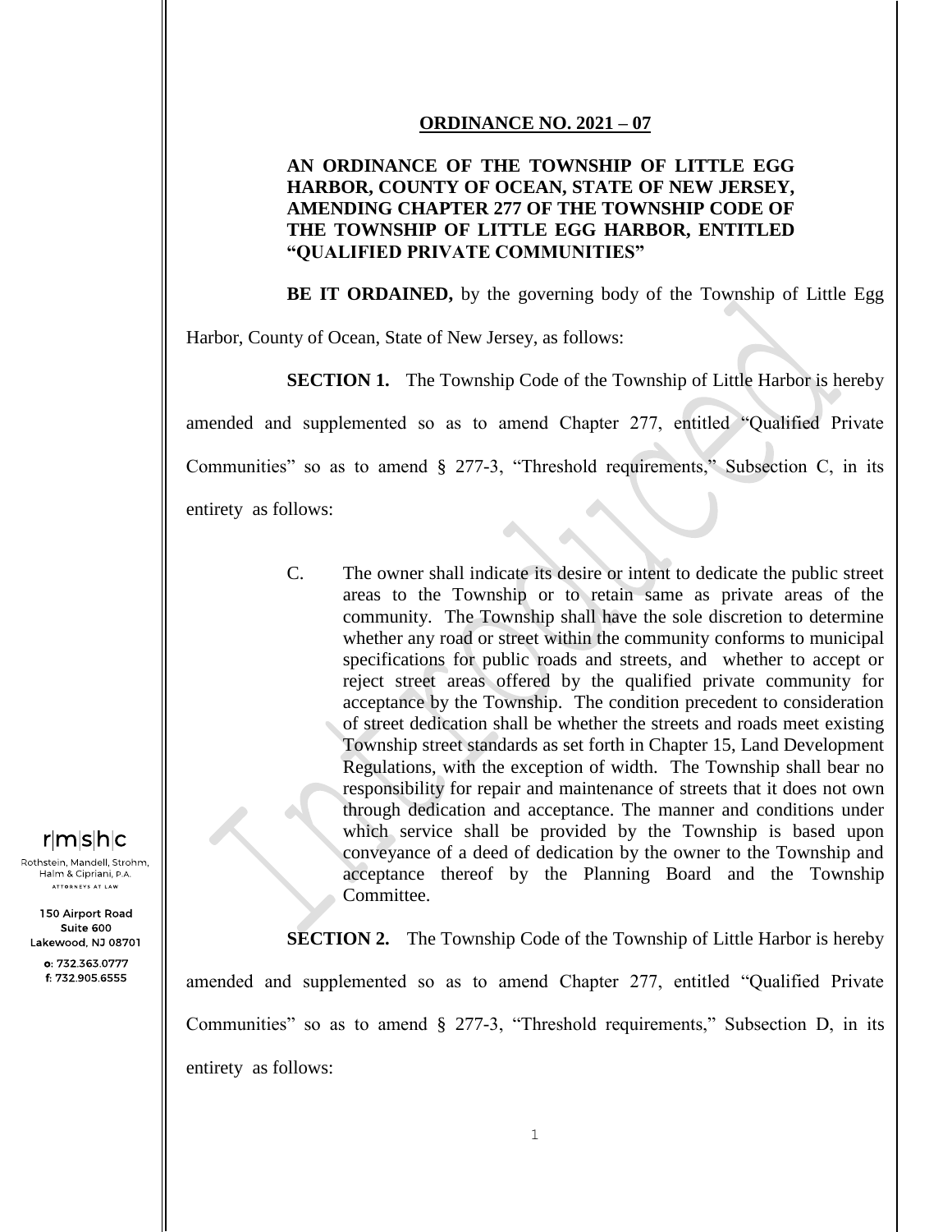**ORDINANCE NO. 2021 – 07**

**AN ORDINANCE OF THE TOWNSHIP OF LITTLE EGG HARBOR, COUNTY OF OCEAN, STATE OF NEW JERSEY, AMENDING CHAPTER 277 OF THE TOWNSHIP CODE OF THE TOWNSHIP OF LITTLE EGG HARBOR, ENTITLED "QUALIFIED PRIVATE COMMUNITIES"**

**BE IT ORDAINED,** by the governing body of the Township of Little Egg Harbor, County of Ocean, State of New Jersey, as follows:

**SECTION 1.** The Township Code of the Township of Little Harbor is hereby amended and supplemented so as to amend Chapter 277, entitled "Qualified Private Communities" so as to amend § 277-3, "Threshold requirements," Subsection C, in its entirety as follows:

> C. The owner shall indicate its desire or intent to dedicate the public street areas to the Township or to retain same as private areas of the community. The Township shall have the sole discretion to determine whether any road or street within the community conforms to municipal specifications for public roads and streets, and whether to accept or reject street areas offered by the qualified private community for acceptance by the Township. The condition precedent to consideration of street dedication shall be whether the streets and roads meet existing Township street standards as set forth in Chapter 15, Land Development Regulations, with the exception of width. The Township shall bear no responsibility for repair and maintenance of streets that it does not own through dedication and acceptance. The manner and conditions under which service shall be provided by the Township is based upon conveyance of a deed of dedication by the owner to the Township and acceptance thereof by the Planning Board and the Township Committee.

**SECTION 2.** The Township Code of the Township of Little Harbor is hereby amended and supplemented so as to amend Chapter 277, entitled "Qualified Private Communities" so as to amend § 277-3, "Threshold requirements," Subsection D, in its entirety as follows: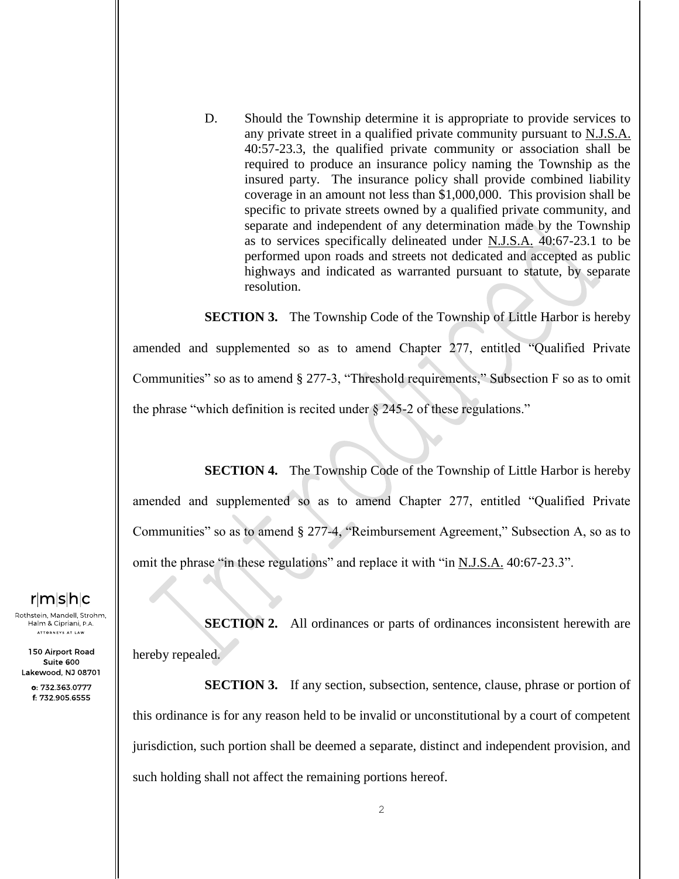D. Should the Township determine it is appropriate to provide services to any private street in a qualified private community pursuant to N.J.S.A. 40:57-23.3, the qualified private community or association shall be required to produce an insurance policy naming the Township as the insured party. The insurance policy shall provide combined liability coverage in an amount not less than $1,000,000. This provision shall be specific to private streets owned by a qualified private community, and separate and independent of any determination made by the Township as to services specifically delineated under N.J.S.A. 40:67-23.1 to be performed upon roads and streets not dedicated and accepted as public highways and indicated as warranted pursuant to statute, by separate resolution.

**SECTION 3.** The Township Code of the Township of Little Harbor is hereby amended and supplemented so as to amend Chapter 277, entitled "Qualified Private Communities" so as to amend § 277-3, "Threshold requirements," Subsection F so as to omit the phrase "which definition is recited under § 245-2 of these regulations."

**SECTION 4.** The Township Code of the Township of Little Harbor is hereby amended and supplemented so as to amend Chapter 277, entitled "Qualified Private Communities" so as to amend § 277-4, "Reimbursement Agreement," Subsection A, so as to omit the phrase "in these regulations" and replace it with "in N.J.S.A. 40:67-23.3".

**SECTION 2.** All ordinances or parts of ordinances inconsistent herewith are hereby repealed.

**SECTION 3.** If any section, subsection, sentence, clause, phrase or portion of this ordinance is for any reason held to be invalid or unconstitutional by a court of competent jurisdiction, such portion shall be deemed a separate, distinct and independent provision, and such holding shall not affect the remaining portions hereof.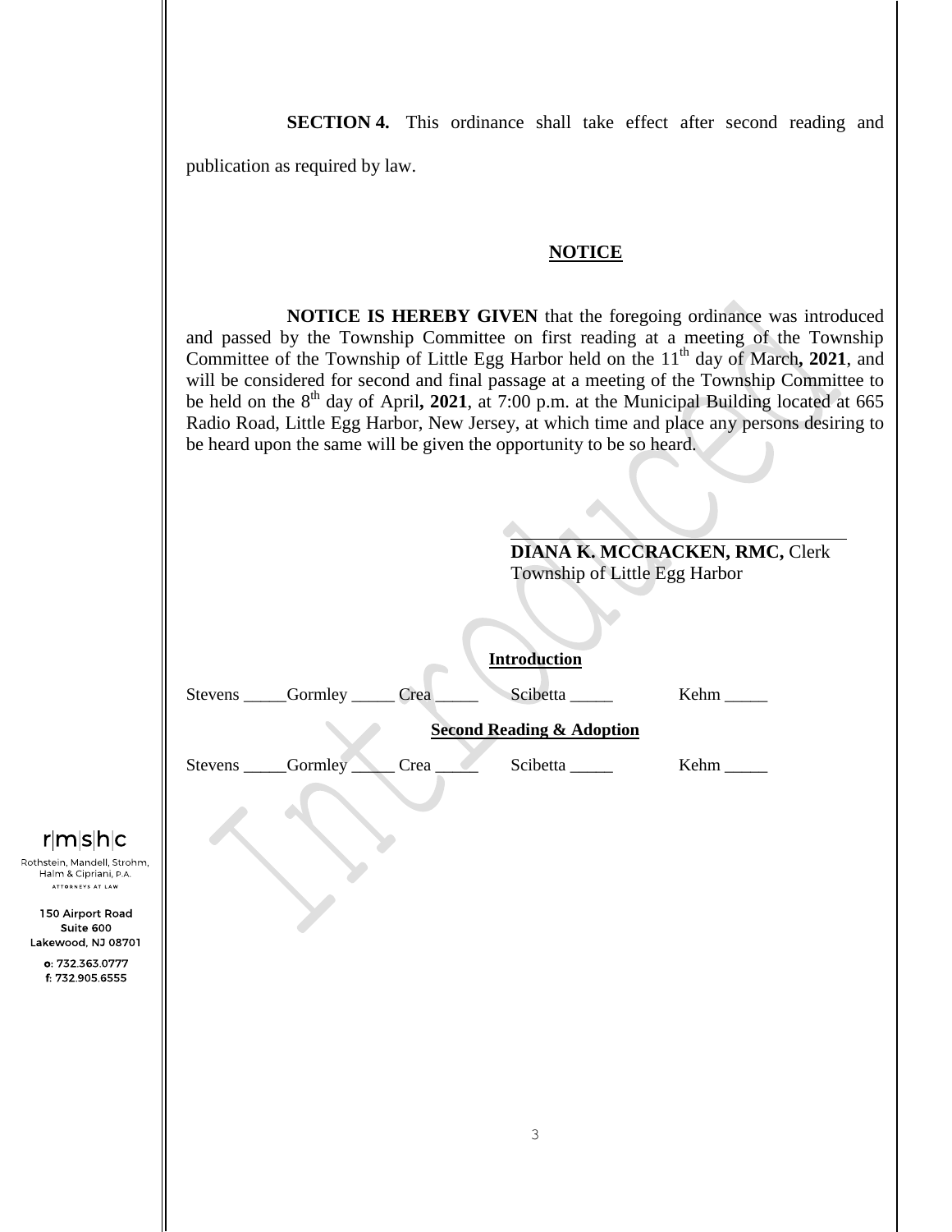**SECTION 4.** This ordinance shall take effect after second reading and publication as required by law.

**NOTICE**

**NOTICE IS HEREBY GIVEN** that the foregoing ordinance was introduced and passed by the Township Committee on first reading at a meeting of the Township Committee of the Township of Little Egg Harbor held on the 11th day of March**, 2021**, and will be considered for second and final passage at a meeting of the Township Committee to be held on the 8th day of April**, 2021**, at 7:00 p.m. at the Municipal Building located at 665 Radio Road, Little Egg Harbor, New Jersey, at which time and place any persons desiring to be heard upon the same will be given the opportunity to be so heard.

**DIANA K. MCCRACKEN, RMC,** Clerk
Township of Little Egg Harbor

**Introduction**

Stevens _____ Gormley _____ Crea _____ Scibetta _____ Kehm _____

**Second Reading & Adoption**

Stevens _____ Gormley _____ Crea _____ Scibetta _____ Kehm _____

r|m|s|h|c
Rothstein, Mandell, Strohm, Halm & Cipriani, P.A.
ATTORNEYS AT LAW

150 Airport Road
Suite 600
Lakewood, NJ 08701

o: 732.363.0777
f: 732.905.6555